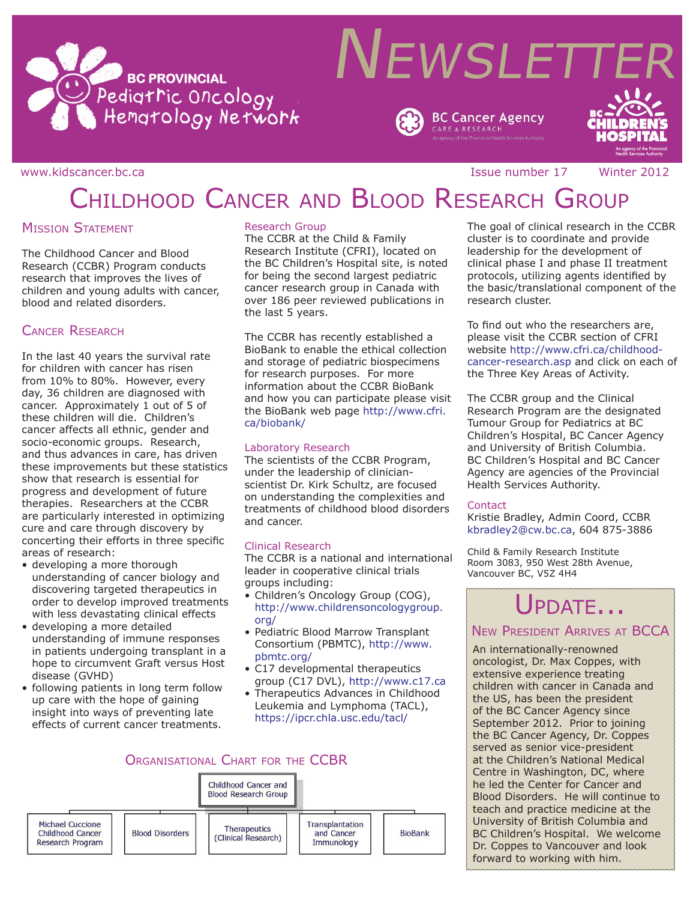# NEWSLETTER

BC PROVINCIAL Pediatric Oncology Hematology Network

BC Cancer Agency CARE & RESEARCH — An agency of the Provincial Health Services Authority

BC CHILDREN'S HOSPITAL — An agency of the Provincial Health Services Authority

www.kidscancer.bc.ca | Issue number 17 | Winter 2012

# Childhood Cancer and Blood Research Group

## Mission Statement

The Childhood Cancer and Blood Research (CCBR) Program conducts research that improves the lives of children and young adults with cancer, blood and related disorders.

## Cancer Research

In the last 40 years the survival rate for children with cancer has risen from 10% to 80%. However, every day, 36 children are diagnosed with cancer. Approximately 1 out of 5 of these children will die. Children's cancer affects all ethnic, gender and socio-economic groups. Research, and thus advances in care, has driven these improvements but these statistics show that research is essential for progress and development of future therapies. Researchers at the CCBR are particularly interested in optimizing cure and care through discovery by concerting their efforts in three specific areas of research:

- developing a more thorough understanding of cancer biology and discovering targeted therapeutics in order to develop improved treatments with less devastating clinical effects
- developing a more detailed understanding of immune responses in patients undergoing transplant in a hope to circumvent Graft versus Host disease (GVHD)
- following patients in long term follow up care with the hope of gaining insight into ways of preventing late effects of current cancer treatments.

### Research Group

The CCBR at the Child & Family Research Institute (CFRI), located on the BC Children's Hospital site, is noted for being the second largest pediatric cancer research group in Canada with over 186 peer reviewed publications in the last 5 years.

The CCBR has recently established a BioBank to enable the ethical collection and storage of pediatric biospecimens for research purposes. For more information about the CCBR BioBank and how you can participate please visit the BioBank web page http://www.cfri.ca/biobank/

### Laboratory Research

The scientists of the CCBR Program, under the leadership of clinician-scientist Dr. Kirk Schultz, are focused on understanding the complexities and treatments of childhood blood disorders and cancer.

### Clinical Research

The CCBR is a national and international leader in cooperative clinical trials groups including:

- Children's Oncology Group (COG), http://www.childrensoncologygroup.org/
- Pediatric Blood Marrow Transplant Consortium (PBMTC), http://www.pbmtc.org/
- C17 developmental therapeutics group (C17 DVL), http://www.c17.ca
- Therapeutics Advances in Childhood Leukemia and Lymphoma (TACL), https://ipcr.chla.usc.edu/tacl/

The goal of clinical research in the CCBR cluster is to coordinate and provide leadership for the development of clinical phase I and phase II treatment protocols, utilizing agents identified by the basic/translational component of the research cluster.

To find out who the researchers are, please visit the CCBR section of CFRI website http://www.cfri.ca/childhood-cancer-research.asp and click on each of the Three Key Areas of Activity.

The CCBR group and the Clinical Research Program are the designated Tumour Group for Pediatrics at BC Children's Hospital, BC Cancer Agency and University of British Columbia. BC Children's Hospital and BC Cancer Agency are agencies of the Provincial Health Services Authority.

### Contact

Kristie Bradley, Admin Coord, CCBR
kbradley2@cw.bc.ca, 604 875-3886

Child & Family Research Institute
Room 3083, 950 West 28th Avenue,
Vancouver BC, V5Z 4H4

## Organisational Chart for the CCBR

- Childhood Cancer and Blood Research Group
  - Michael Cuccione Childhood Cancer Research Program
  - Blood Disorders
  - Therapeutics (Clinical Research)
  - Transplantation and Cancer Immunology
  - BioBank

## Update...

### New President Arrives at BCCA

An internationally-renowned oncologist, Dr. Max Coppes, with extensive experience treating children with cancer in Canada and the US, has been the president of the BC Cancer Agency since September 2012. Prior to joining the BC Cancer Agency, Dr. Coppes served as senior vice-president at the Children's National Medical Centre in Washington, DC, where he led the Center for Cancer and Blood Disorders. He will continue to teach and practice medicine at the University of British Columbia and BC Children's Hospital. We welcome Dr. Coppes to Vancouver and look forward to working with him.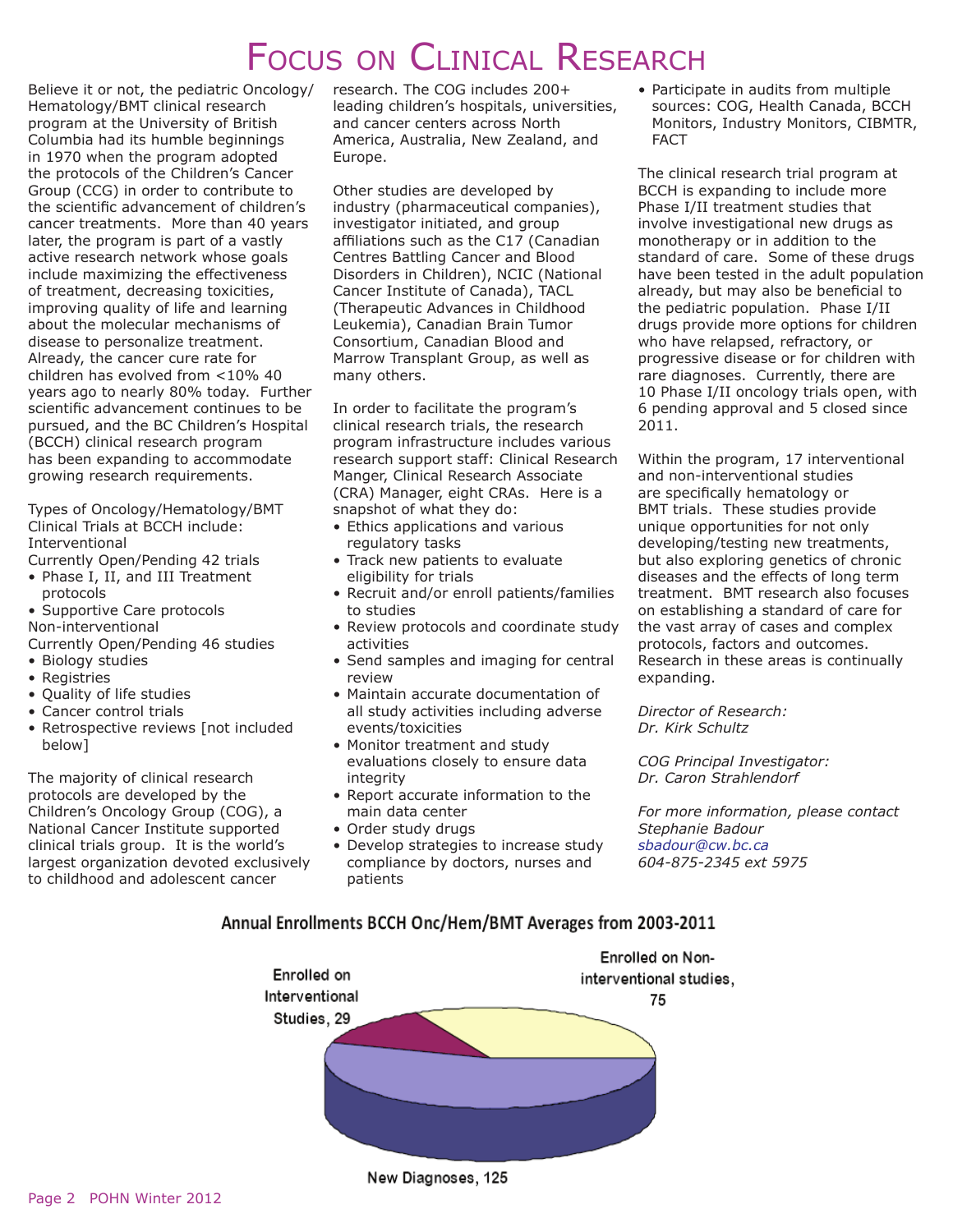# Focus on Clinical Research

Believe it or not, the pediatric Oncology/Hematology/BMT clinical research program at the University of British Columbia had its humble beginnings in 1970 when the program adopted the protocols of the Children's Cancer Group (CCG) in order to contribute to the scientific advancement of children's cancer treatments. More than 40 years later, the program is part of a vastly active research network whose goals include maximizing the effectiveness of treatment, decreasing toxicities, improving quality of life and learning about the molecular mechanisms of disease to personalize treatment. Already, the cancer cure rate for children has evolved from <10% 40 years ago to nearly 80% today. Further scientific advancement continues to be pursued, and the BC Children's Hospital (BCCH) clinical research program has been expanding to accommodate growing research requirements.

Types of Oncology/Hematology/BMT Clinical Trials at BCCH include:
Interventional
Currently Open/Pending 42 trials

- Phase I, II, and III Treatment protocols
- Supportive Care protocols

Non-interventional
Currently Open/Pending 46 studies

- Biology studies
- Registries
- Quality of life studies
- Cancer control trials
- Retrospective reviews [not included below]

The majority of clinical research protocols are developed by the Children's Oncology Group (COG), a National Cancer Institute supported clinical trials group. It is the world's largest organization devoted exclusively to childhood and adolescent cancer research. The COG includes 200+ leading children's hospitals, universities, and cancer centers across North America, Australia, New Zealand, and Europe.

Other studies are developed by industry (pharmaceutical companies), investigator initiated, and group affiliations such as the C17 (Canadian Centres Battling Cancer and Blood Disorders in Children), NCIC (National Cancer Institute of Canada), TACL (Therapeutic Advances in Childhood Leukemia), Canadian Brain Tumor Consortium, Canadian Blood and Marrow Transplant Group, as well as many others.

In order to facilitate the program's clinical research trials, the research program infrastructure includes various research support staff: Clinical Research Manger, Clinical Research Associate (CRA) Manager, eight CRAs. Here is a snapshot of what they do:

- Ethics applications and various regulatory tasks
- Track new patients to evaluate eligibility for trials
- Recruit and/or enroll patients/families to studies
- Review protocols and coordinate study activities
- Send samples and imaging for central review
- Maintain accurate documentation of all study activities including adverse events/toxicities
- Monitor treatment and study evaluations closely to ensure data integrity
- Report accurate information to the main data center
- Order study drugs
- Develop strategies to increase study compliance by doctors, nurses and patients
- Participate in audits from multiple sources: COG, Health Canada, BCCH Monitors, Industry Monitors, CIBMTR, FACT

The clinical research trial program at BCCH is expanding to include more Phase I/II treatment studies that involve investigational new drugs as monotherapy or in addition to the standard of care. Some of these drugs have been tested in the adult population already, but may also be beneficial to the pediatric population. Phase I/II drugs provide more options for children who have relapsed, refractory, or progressive disease or for children with rare diagnoses. Currently, there are 10 Phase I/II oncology trials open, with 6 pending approval and 5 closed since 2011.

Within the program, 17 interventional and non-interventional studies are specifically hematology or BMT trials. These studies provide unique opportunities for not only developing/testing new treatments, but also exploring genetics of chronic diseases and the effects of long term treatment. BMT research also focuses on establishing a standard of care for the vast array of cases and complex protocols, factors and outcomes. Research in these areas is continually expanding.

*Director of Research:*
*Dr. Kirk Schultz*

*COG Principal Investigator:*
*Dr. Caron Strahlendorf*

*For more information, please contact*
*Stephanie Badour*
*sbadour@cw.bc.ca*
*604-875-2345 ext 5975*

**Annual Enrollments BCCH Onc/Hem/BMT Averages from 2003-2011**

Enrolled on Interventional Studies, 29
Enrolled on Non-interventional studies, 75
New Diagnoses, 125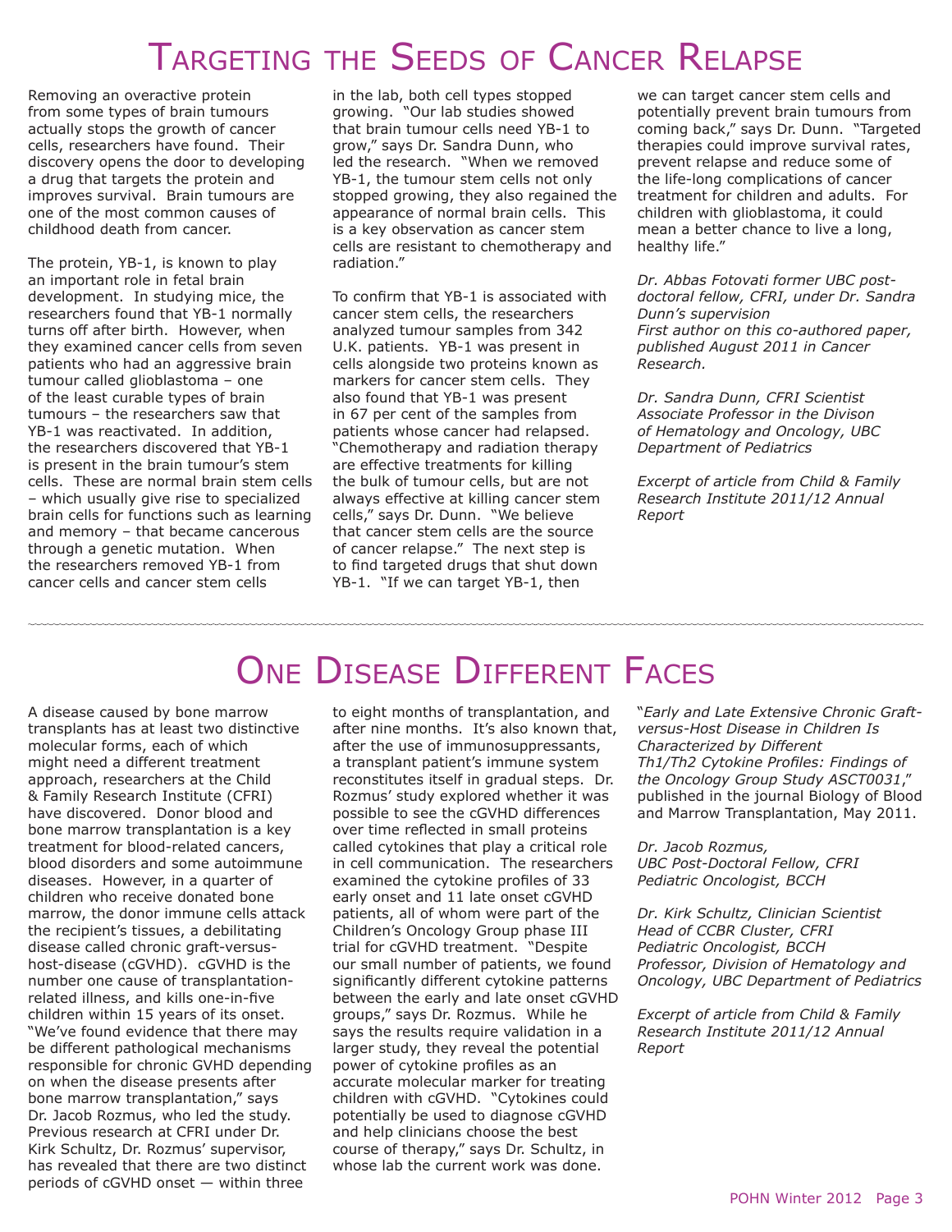# Targeting the Seeds of Cancer Relapse

Removing an overactive protein from some types of brain tumours actually stops the growth of cancer cells, researchers have found. Their discovery opens the door to developing a drug that targets the protein and improves survival. Brain tumours are one of the most common causes of childhood death from cancer.

The protein, YB-1, is known to play an important role in fetal brain development. In studying mice, the researchers found that YB-1 normally turns off after birth. However, when they examined cancer cells from seven patients who had an aggressive brain tumour called glioblastoma – one of the least curable types of brain tumours – the researchers saw that YB-1 was reactivated. In addition, the researchers discovered that YB-1 is present in the brain tumour's stem cells. These are normal brain stem cells – which usually give rise to specialized brain cells for functions such as learning and memory – that became cancerous through a genetic mutation. When the researchers removed YB-1 from cancer cells and cancer stem cells in the lab, both cell types stopped growing. "Our lab studies showed that brain tumour cells need YB-1 to grow," says Dr. Sandra Dunn, who led the research. "When we removed YB-1, the tumour stem cells not only stopped growing, they also regained the appearance of normal brain cells. This is a key observation as cancer stem cells are resistant to chemotherapy and radiation."

To confirm that YB-1 is associated with cancer stem cells, the researchers analyzed tumour samples from 342 U.K. patients. YB-1 was present in cells alongside two proteins known as markers for cancer stem cells. They also found that YB-1 was present in 67 per cent of the samples from patients whose cancer had relapsed. "Chemotherapy and radiation therapy are effective treatments for killing the bulk of tumour cells, but are not always effective at killing cancer stem cells," says Dr. Dunn. "We believe that cancer stem cells are the source of cancer relapse." The next step is to find targeted drugs that shut down YB-1. "If we can target YB-1, then we can target cancer stem cells and potentially prevent brain tumours from coming back," says Dr. Dunn. "Targeted therapies could improve survival rates, prevent relapse and reduce some of the life-long complications of cancer treatment for children and adults. For children with glioblastoma, it could mean a better chance to live a long, healthy life."

*Dr. Abbas Fotovati former UBC post-doctoral fellow, CFRI, under Dr. Sandra Dunn's supervision*
*First author on this co-authored paper, published August 2011 in Cancer Research.*

*Dr. Sandra Dunn, CFRI Scientist*
*Associate Professor in the Divison of Hematology and Oncology, UBC Department of Pediatrics*

*Excerpt of article from Child & Family Research Institute 2011/12 Annual Report*

# One Disease Different Faces

A disease caused by bone marrow transplants has at least two distinctive molecular forms, each of which might need a different treatment approach, researchers at the Child & Family Research Institute (CFRI) have discovered. Donor blood and bone marrow transplantation is a key treatment for blood-related cancers, blood disorders and some autoimmune diseases. However, in a quarter of children who receive donated bone marrow, the donor immune cells attack the recipient's tissues, a debilitating disease called chronic graft-versus-host-disease (cGVHD). cGVHD is the number one cause of transplantation-related illness, and kills one-in-five children within 15 years of its onset. "We've found evidence that there may be different pathological mechanisms responsible for chronic GVHD depending on when the disease presents after bone marrow transplantation," says Dr. Jacob Rozmus, who led the study. Previous research at CFRI under Dr. Kirk Schultz, Dr. Rozmus' supervisor, has revealed that there are two distinct periods of cGVHD onset — within three to eight months of transplantation, and after nine months. It's also known that, after the use of immunosuppressants, a transplant patient's immune system reconstitutes itself in gradual steps. Dr. Rozmus' study explored whether it was possible to see the cGVHD differences over time reflected in small proteins called cytokines that play a critical role in cell communication. The researchers examined the cytokine profiles of 33 early onset and 11 late onset cGVHD patients, all of whom were part of the Children's Oncology Group phase III trial for cGVHD treatment. "Despite our small number of patients, we found significantly different cytokine patterns between the early and late onset cGVHD groups," says Dr. Rozmus. While he says the results require validation in a larger study, they reveal the potential power of cytokine profiles as an accurate molecular marker for treating children with cGVHD. "Cytokines could potentially be used to diagnose cGVHD and help clinicians choose the best course of therapy," says Dr. Schultz, in whose lab the current work was done.

"*Early and Late Extensive Chronic Graft-versus-Host Disease in Children Is Characterized by Different Th1/Th2 Cytokine Profiles: Findings of the Oncology Group Study ASCT0031*," published in the journal Biology of Blood and Marrow Transplantation, May 2011.

*Dr. Jacob Rozmus,*
*UBC Post-Doctoral Fellow, CFRI*
*Pediatric Oncologist, BCCH*

*Dr. Kirk Schultz, Clinician Scientist*
*Head of CCBR Cluster, CFRI*
*Pediatric Oncologist, BCCH*
*Professor, Division of Hematology and Oncology, UBC Department of Pediatrics*

*Excerpt of article from Child & Family Research Institute 2011/12 Annual Report*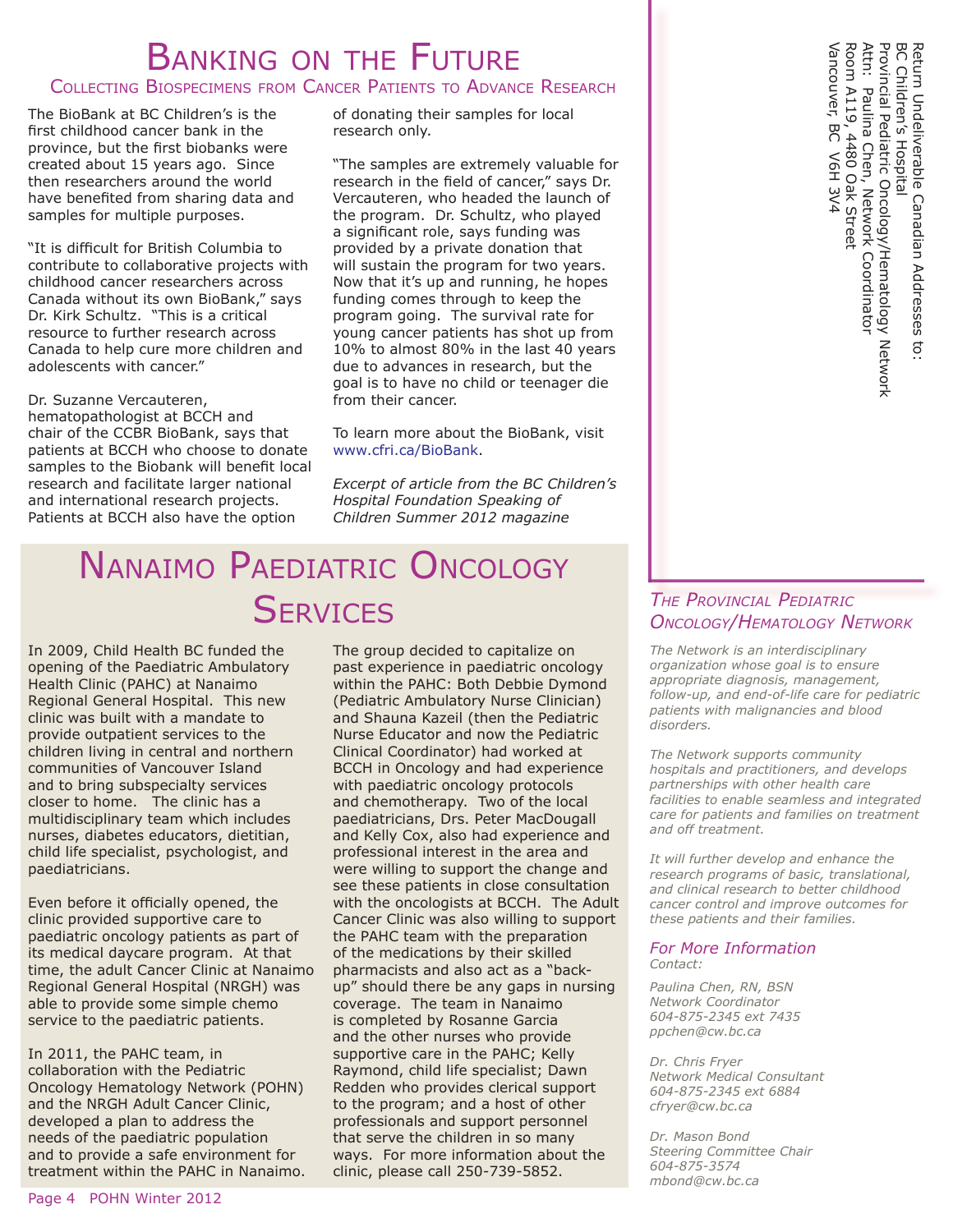# Banking on the Future

## Collecting Biospecimens from Cancer Patients to Advance Research

The BioBank at BC Children's is the first childhood cancer bank in the province, but the first biobanks were created about 15 years ago. Since then researchers around the world have benefited from sharing data and samples for multiple purposes.

"It is difficult for British Columbia to contribute to collaborative projects with childhood cancer researchers across Canada without its own BioBank," says Dr. Kirk Schultz. "This is a critical resource to further research across Canada to help cure more children and adolescents with cancer."

Dr. Suzanne Vercauteren, hematopathologist at BCCH and chair of the CCBR BioBank, says that patients at BCCH who choose to donate samples to the Biobank will benefit local research and facilitate larger national and international research projects. Patients at BCCH also have the option of donating their samples for local research only.

"The samples are extremely valuable for research in the field of cancer," says Dr. Vercauteren, who headed the launch of the program. Dr. Schultz, who played a significant role, says funding was provided by a private donation that will sustain the program for two years. Now that it's up and running, he hopes funding comes through to keep the program going. The survival rate for young cancer patients has shot up from 10% to almost 80% in the last 40 years due to advances in research, but the goal is to have no child or teenager die from their cancer.

To learn more about the BioBank, visit www.cfri.ca/BioBank.

*Excerpt of article from the BC Children's Hospital Foundation Speaking of Children Summer 2012 magazine*

Return Undeliverable Canadian Addresses to:
BC Children's Hospital
Provincial Pediatric Oncology/Hematology Network
Attn: Paulina Chen, Network Coordinator
Room A119, 4480 Oak Street
Vancouver, BC V6H 3V4

# Nanaimo Paediatric Oncology Services

In 2009, Child Health BC funded the opening of the Paediatric Ambulatory Health Clinic (PAHC) at Nanaimo Regional General Hospital. This new clinic was built with a mandate to provide outpatient services to the children living in central and northern communities of Vancouver Island and to bring subspecialty services closer to home. The clinic has a multidisciplinary team which includes nurses, diabetes educators, dietitian, child life specialist, psychologist, and paediatricians.

Even before it officially opened, the clinic provided supportive care to paediatric oncology patients as part of its medical daycare program. At that time, the adult Cancer Clinic at Nanaimo Regional General Hospital (NRGH) was able to provide some simple chemo service to the paediatric patients.

In 2011, the PAHC team, in collaboration with the Pediatric Oncology Hematology Network (POHN) and the NRGH Adult Cancer Clinic, developed a plan to address the needs of the paediatric population and to provide a safe environment for treatment within the PAHC in Nanaimo. The group decided to capitalize on past experience in paediatric oncology within the PAHC: Both Debbie Dymond (Pediatric Ambulatory Nurse Clinician) and Shauna Kazeil (then the Pediatric Nurse Educator and now the Pediatric Clinical Coordinator) had worked at BCCH in Oncology and had experience with paediatric oncology protocols and chemotherapy. Two of the local paediatricians, Drs. Peter MacDougall and Kelly Cox, also had experience and professional interest in the area and were willing to support the change and see these patients in close consultation with the oncologists at BCCH. The Adult Cancer Clinic was also willing to support the PAHC team with the preparation of the medications by their skilled pharmacists and also act as a "back-up" should there be any gaps in nursing coverage. The team in Nanaimo is completed by Rosanne Garcia and the other nurses who provide supportive care in the PAHC; Kelly Raymond, child life specialist; Dawn Redden who provides clerical support to the program; and a host of other professionals and support personnel that serve the children in so many ways. For more information about the clinic, please call 250-739-5852.

## *The Provincial Pediatric Oncology/Hematology Network*

*The Network is an interdisciplinary organization whose goal is to ensure appropriate diagnosis, management, follow-up, and end-of-life care for pediatric patients with malignancies and blood disorders.*

*The Network supports community hospitals and practitioners, and develops partnerships with other health care facilities to enable seamless and integrated care for patients and families on treatment and off treatment.*

*It will further develop and enhance the research programs of basic, translational, and clinical research to better childhood cancer control and improve outcomes for these patients and their families.*

### *For More Information*

*Contact:*

*Paulina Chen, RN, BSN*
*Network Coordinator*
*604-875-2345 ext 7435*
*ppchen@cw.bc.ca*

*Dr. Chris Fryer*
*Network Medical Consultant*
*604-875-2345 ext 6884*
*cfryer@cw.bc.ca*

*Dr. Mason Bond*
*Steering Committee Chair*
*604-875-3574*
*mbond@cw.bc.ca*